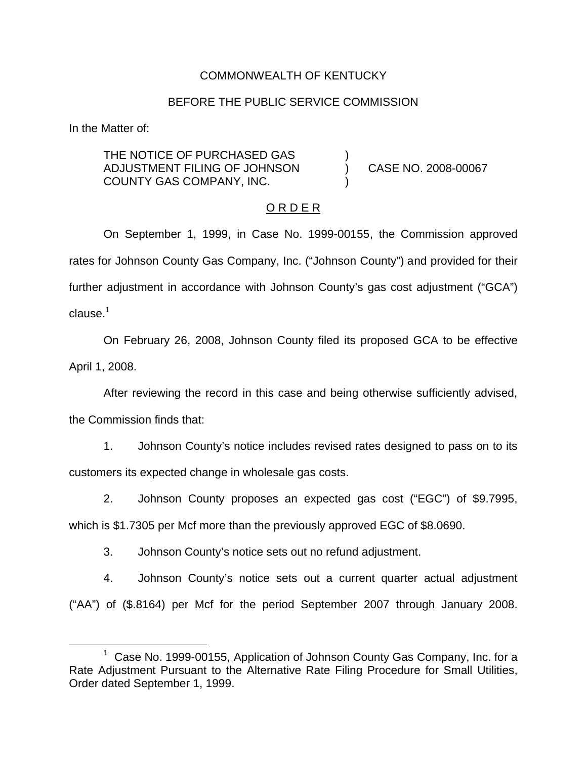COMMONWEALTH OF KENTUCKY

BEFORE THE PUBLIC SERVICE COMMISSION

In the Matter of:

| | | |
|---|---|---|
| THE NOTICE OF PURCHASED GAS ADJUSTMENT FILING OF JOHNSON COUNTY GAS COMPANY, INC. | ) ) ) | CASE NO. 2008-00067 |

O R D E R

On September 1, 1999, in Case No. 1999-00155, the Commission approved rates for Johnson County Gas Company, Inc. ("Johnson County") and provided for their further adjustment in accordance with Johnson County's gas cost adjustment ("GCA") clause.[1]

On February 26, 2008, Johnson County filed its proposed GCA to be effective April 1, 2008.

After reviewing the record in this case and being otherwise sufficiently advised, the Commission finds that:

1. Johnson County's notice includes revised rates designed to pass on to its customers its expected change in wholesale gas costs.

2. Johnson County proposes an expected gas cost ("EGC") of $9.7995, which is $1.7305 per Mcf more than the previously approved EGC of $8.0690.

3. Johnson County's notice sets out no refund adjustment.

4. Johnson County's notice sets out a current quarter actual adjustment ("AA") of ($.8164) per Mcf for the period September 2007 through January 2008.

[1] Case No. 1999-00155, Application of Johnson County Gas Company, Inc. for a Rate Adjustment Pursuant to the Alternative Rate Filing Procedure for Small Utilities, Order dated September 1, 1999.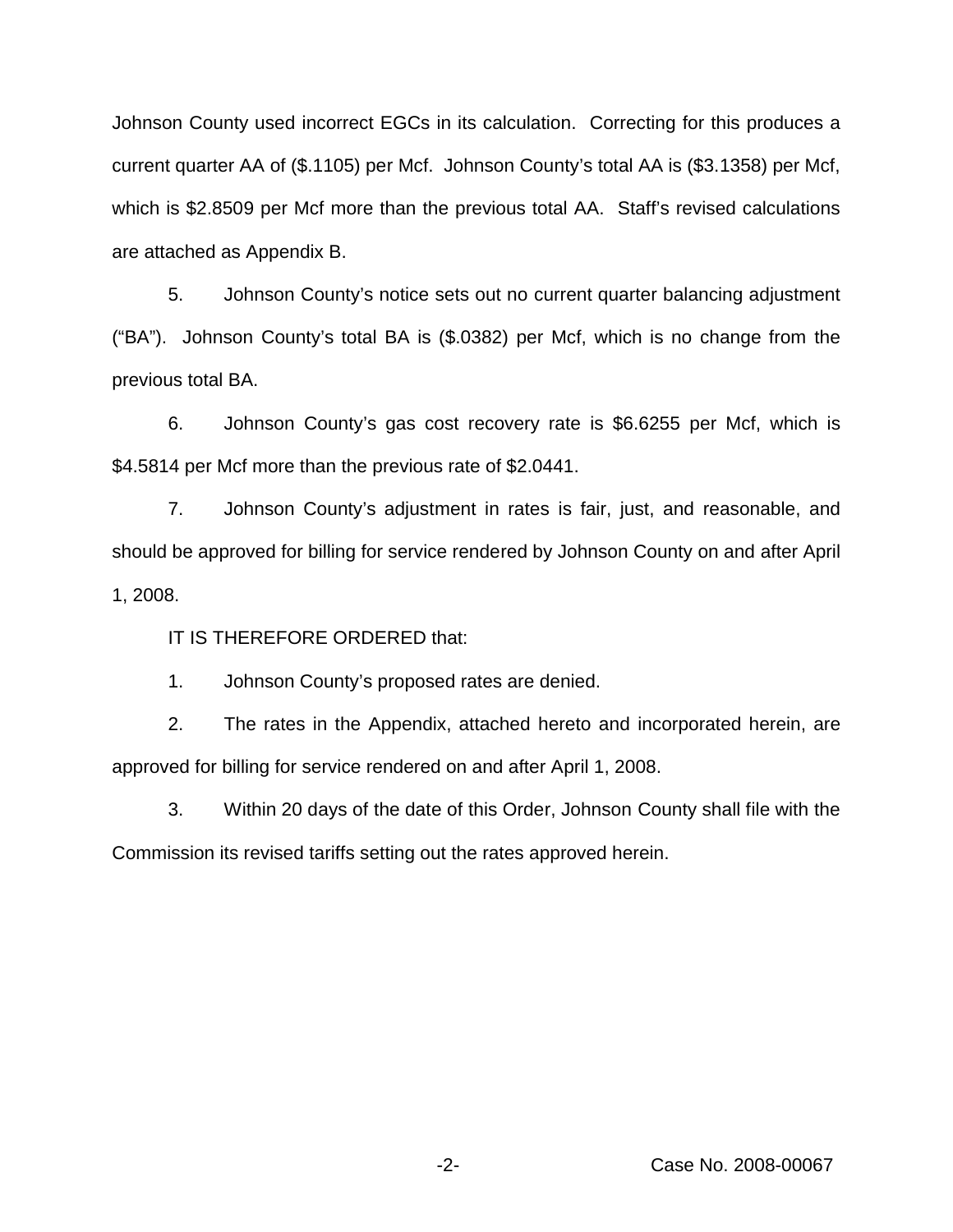Johnson County used incorrect EGCs in its calculation. Correcting for this produces a current quarter AA of ($.1105) per Mcf. Johnson County's total AA is ($3.1358) per Mcf, which is $2.8509 per Mcf more than the previous total AA. Staff's revised calculations are attached as Appendix B.

5. Johnson County's notice sets out no current quarter balancing adjustment ("BA"). Johnson County's total BA is ($.0382) per Mcf, which is no change from the previous total BA.

6. Johnson County's gas cost recovery rate is $6.6255 per Mcf, which is $4.5814 per Mcf more than the previous rate of $2.0441.

7. Johnson County's adjustment in rates is fair, just, and reasonable, and should be approved for billing for service rendered by Johnson County on and after April 1, 2008.

IT IS THEREFORE ORDERED that:

1. Johnson County's proposed rates are denied.

2. The rates in the Appendix, attached hereto and incorporated herein, are approved for billing for service rendered on and after April 1, 2008.

3. Within 20 days of the date of this Order, Johnson County shall file with the Commission its revised tariffs setting out the rates approved herein.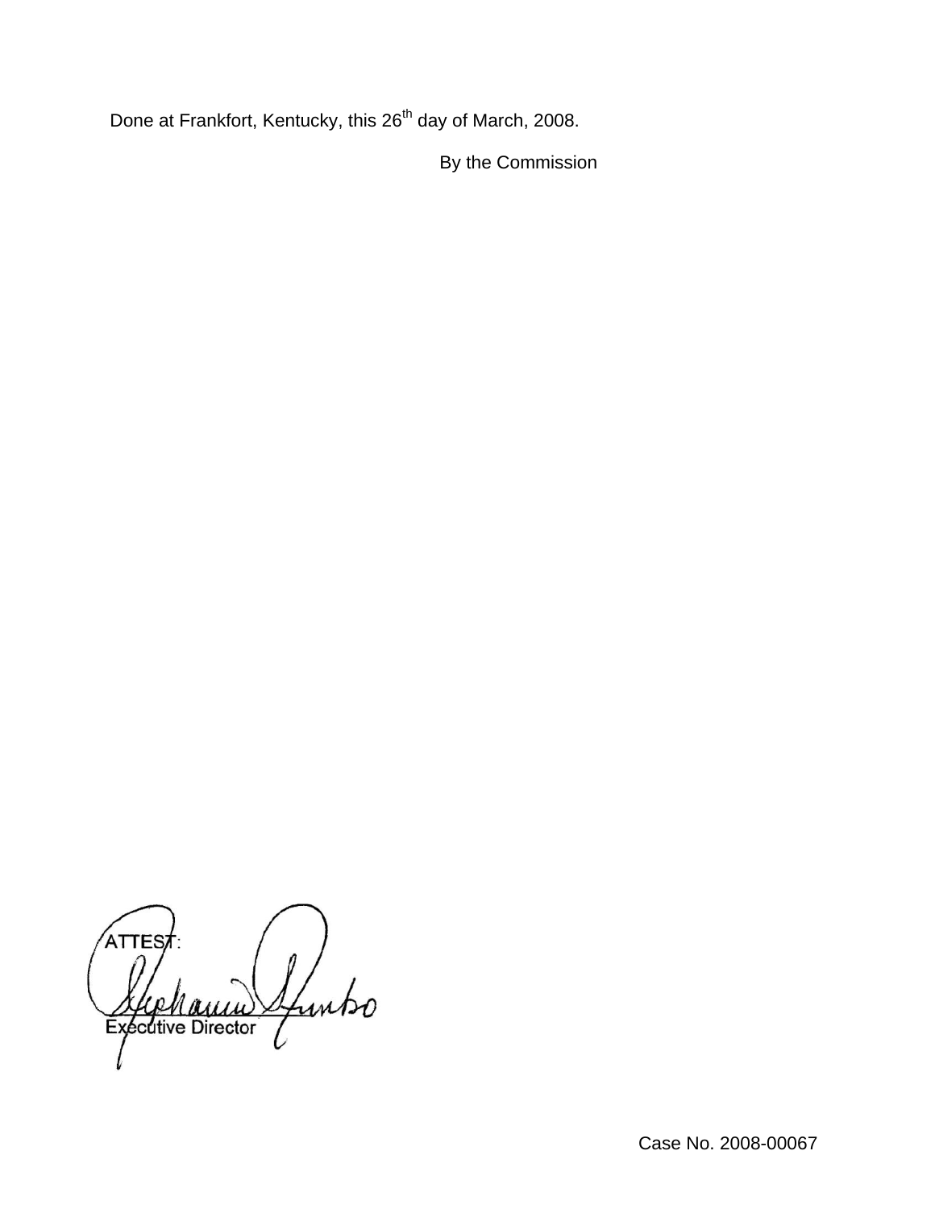Done at Frankfort, Kentucky, this 26th day of March, 2008.

By the Commission

ATTEST:

Executive Director

Case No. 2008-00067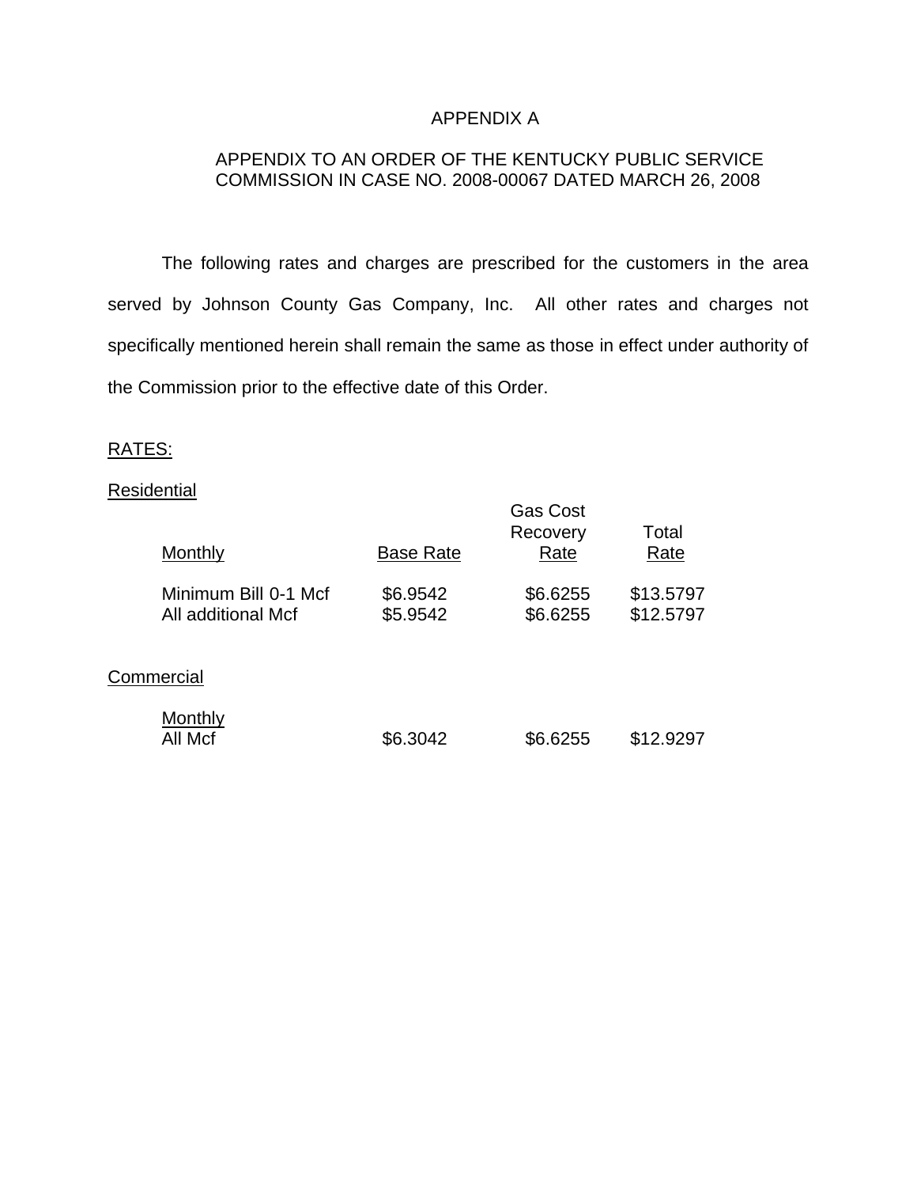# APPENDIX A

## APPENDIX TO AN ORDER OF THE KENTUCKY PUBLIC SERVICE COMMISSION IN CASE NO. 2008-00067 DATED MARCH 26, 2008

The following rates and charges are prescribed for the customers in the area served by Johnson County Gas Company, Inc. All other rates and charges not specifically mentioned herein shall remain the same as those in effect under authority of the Commission prior to the effective date of this Order.

RATES:

Residential

| Monthly | Base Rate | Gas Cost Recovery Rate | Total Rate |
|---|---|---|---|
| Minimum Bill 0-1 Mcf | $6.9542 | $6.6255 | $13.5797 |
| All additional Mcf | $5.9542 | $6.6255 | $12.5797 |

Commercial

| Monthly | Base Rate | Gas Cost Recovery Rate | Total Rate |
|---|---|---|---|
| All Mcf | $6.3042 | $6.6255 | $12.9297 |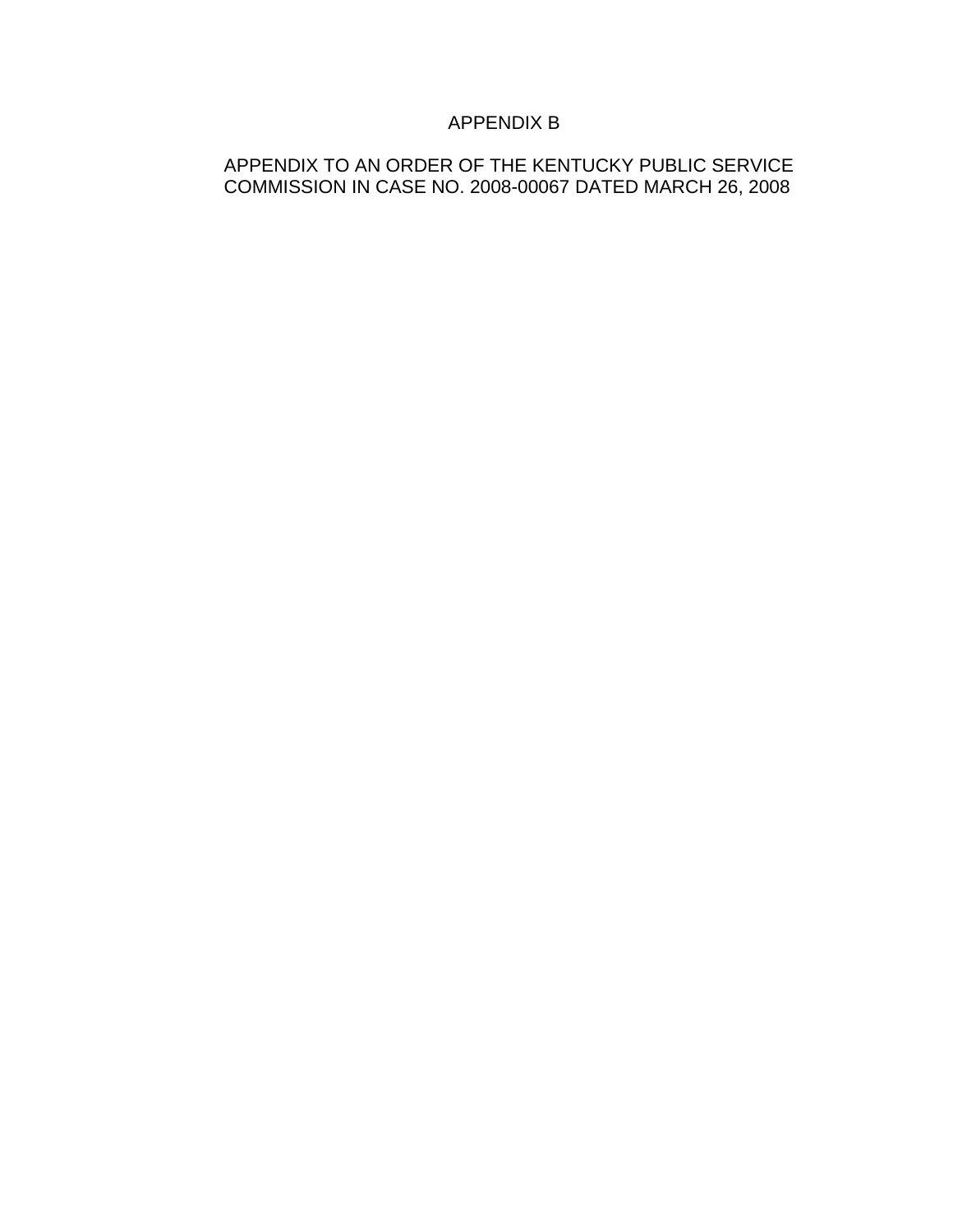# APPENDIX B

APPENDIX TO AN ORDER OF THE KENTUCKY PUBLIC SERVICE COMMISSION IN CASE NO. 2008-00067 DATED MARCH 26, 2008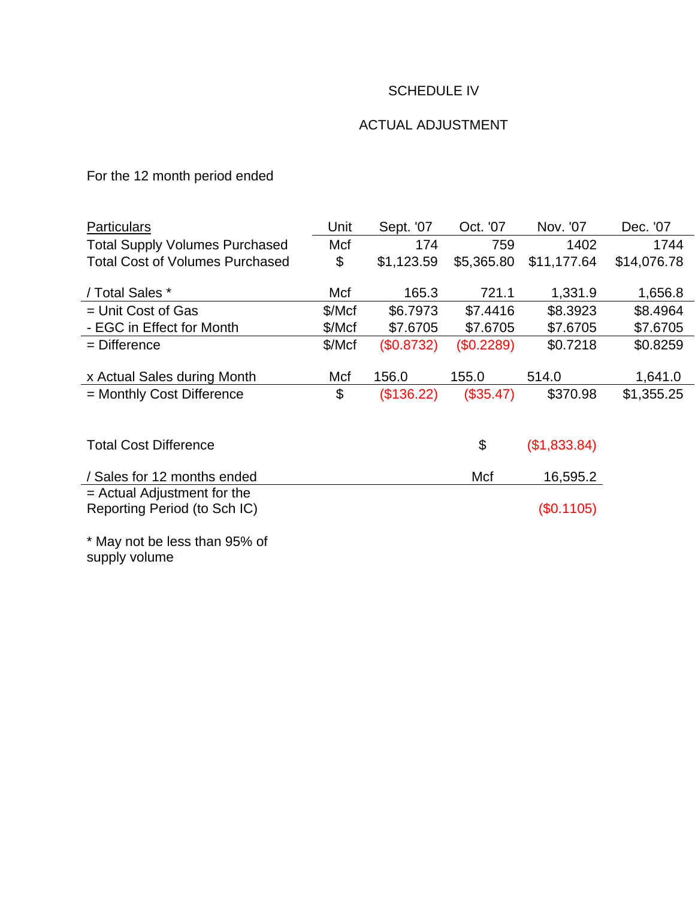# SCHEDULE IV

## ACTUAL ADJUSTMENT

For the 12 month period ended

| Particulars | Unit | Sept. '07 | Oct. '07 | Nov. '07 | Dec. '07 |
|---|---|---|---|---|---|
| Total Supply Volumes Purchased | Mcf | 174 | 759 | 1402 | 1744 |
| Total Cost of Volumes Purchased | $ | $1,123.59 | $5,365.80 | $11,177.64 | $14,076.78 |
| / Total Sales * | Mcf | 165.3 | 721.1 | 1,331.9 | 1,656.8 |
| = Unit Cost of Gas | $/Mcf | $6.7973 | $7.4416 | $8.3923 | $8.4964 |
| - EGC in Effect for Month | $/Mcf | $7.6705 | $7.6705 | $7.6705 | $7.6705 |
| = Difference | $/Mcf | ($0.8732) | ($0.2289) | $0.7218 | $0.8259 |
| x Actual Sales during Month | Mcf | 156.0 | 155.0 | 514.0 | 1,641.0 |
| = Monthly Cost Difference | $ | ($136.22) | ($35.47) | $370.98 | $1,355.25 |

| | | |
|---|---|---|
| Total Cost Difference | $ | ($1,833.84) |
| / Sales for 12 months ended | Mcf | 16,595.2 |
| = Actual Adjustment for the Reporting Period (to Sch IC) | | ($0.1105) |

* May not be less than 95% of supply volume